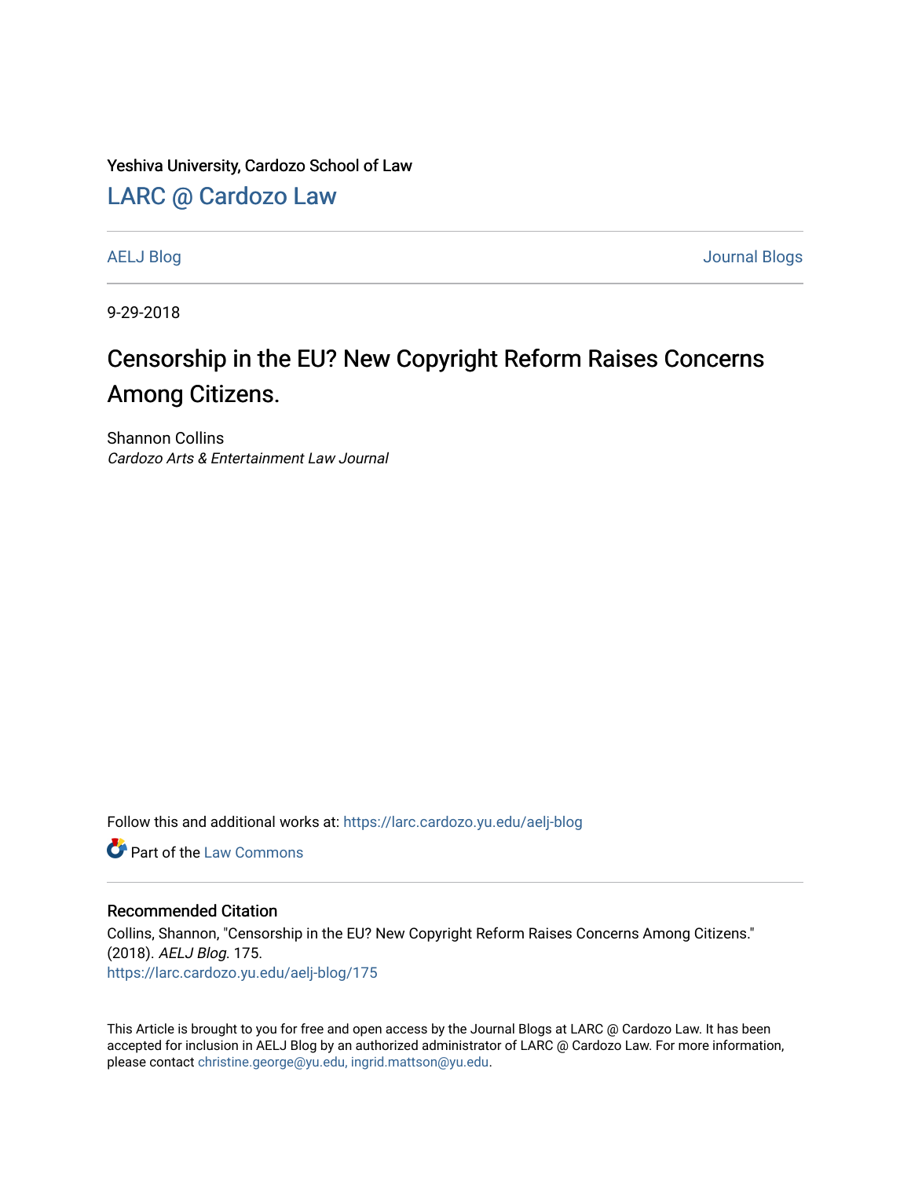Yeshiva University, Cardozo School of Law

# LARC @ Cardozo Law

AELJ Blog | Journal Blogs

9-29-2018

# Censorship in the EU? New Copyright Reform Raises Concerns Among Citizens.

Shannon Collins
*Cardozo Arts & Entertainment Law Journal*

Follow this and additional works at: https://larc.cardozo.yu.edu/aelj-blog

Part of the Law Commons

## Recommended Citation

Collins, Shannon, "Censorship in the EU? New Copyright Reform Raises Concerns Among Citizens." (2018). *AELJ Blog*. 175.
https://larc.cardozo.yu.edu/aelj-blog/175

This Article is brought to you for free and open access by the Journal Blogs at LARC @ Cardozo Law. It has been accepted for inclusion in AELJ Blog by an authorized administrator of LARC @ Cardozo Law. For more information, please contact christine.george@yu.edu, ingrid.mattson@yu.edu.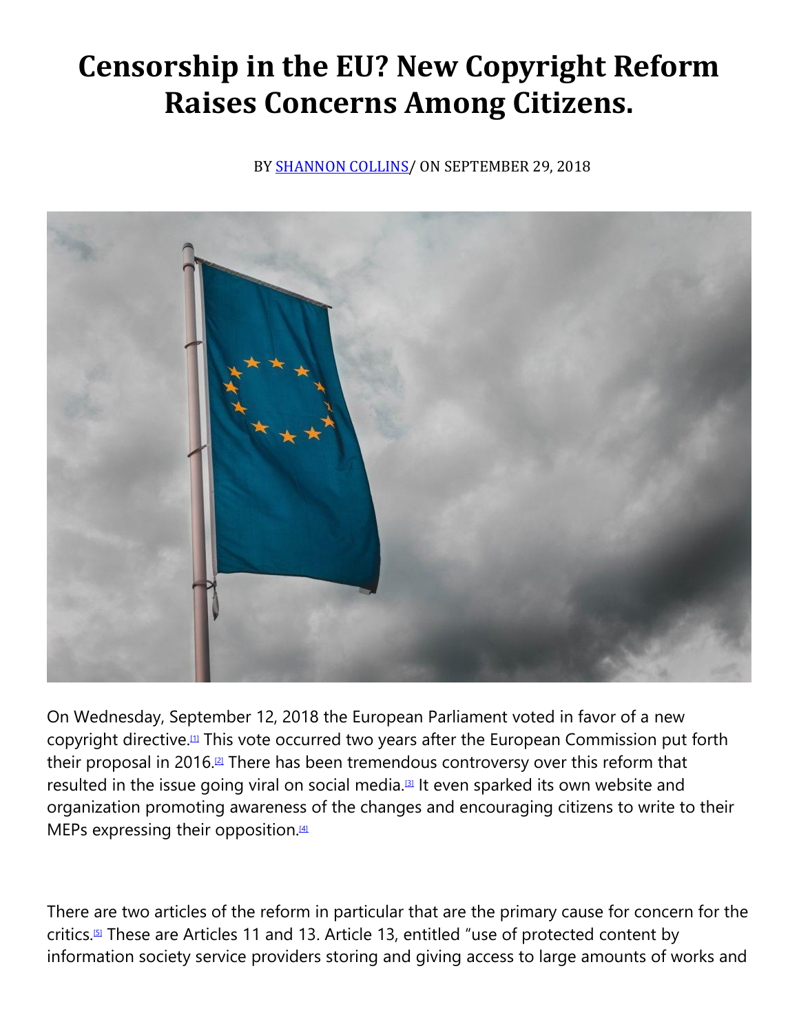# Censorship in the EU? New Copyright Reform Raises Concerns Among Citizens.

BY SHANNON COLLINS/ ON SEPTEMBER 29, 2018

On Wednesday, September 12, 2018 the European Parliament voted in favor of a new copyright directive.[1] This vote occurred two years after the European Commission put forth their proposal in 2016.[2] There has been tremendous controversy over this reform that resulted in the issue going viral on social media.[3] It even sparked its own website and organization promoting awareness of the changes and encouraging citizens to write to their MEPs expressing their opposition.[4]

There are two articles of the reform in particular that are the primary cause for concern for the critics.[5] These are Articles 11 and 13. Article 13, entitled "use of protected content by information society service providers storing and giving access to large amounts of works and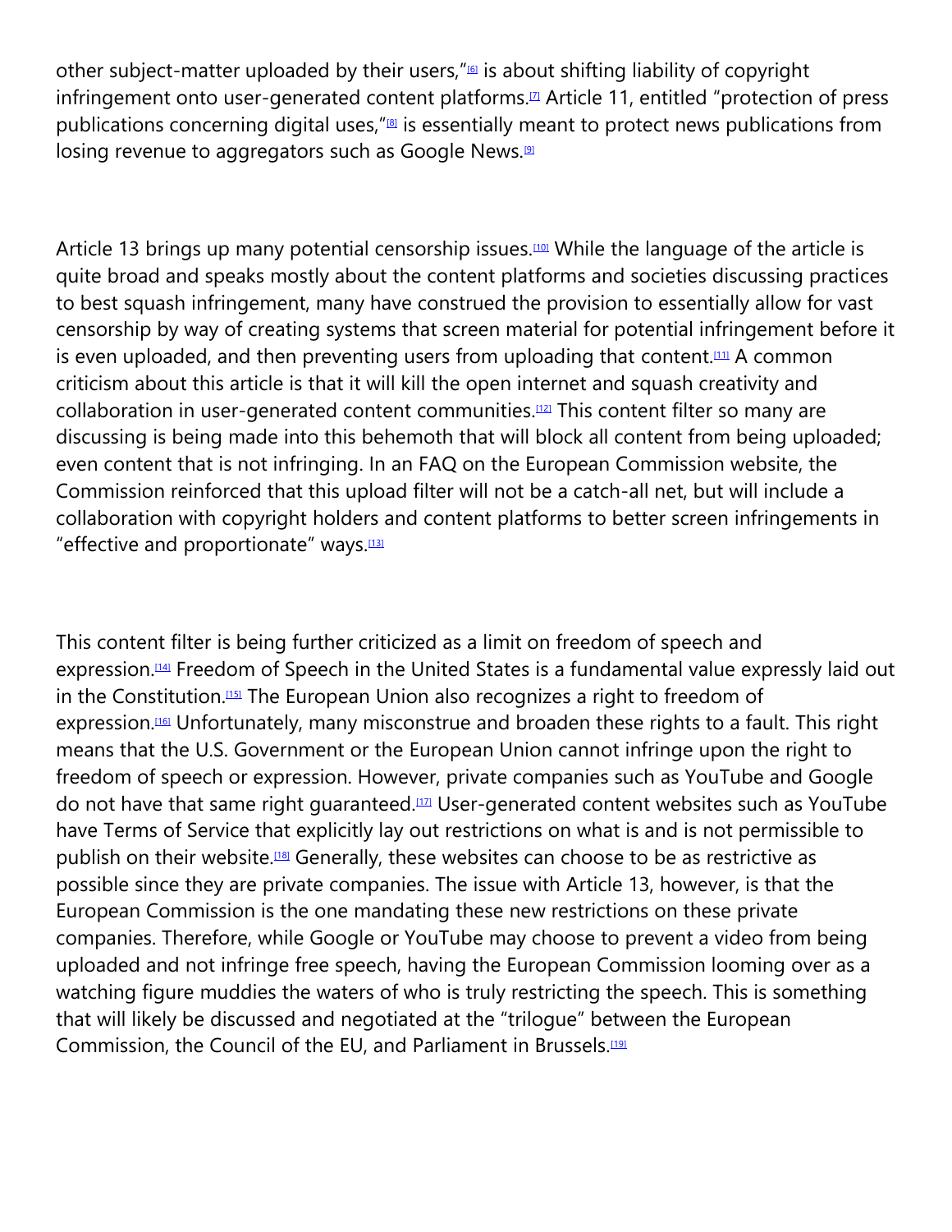other subject-matter uploaded by their users,"[6] is about shifting liability of copyright infringement onto user-generated content platforms.[7] Article 11, entitled "protection of press publications concerning digital uses,"[8] is essentially meant to protect news publications from losing revenue to aggregators such as Google News.[9]

Article 13 brings up many potential censorship issues.[10] While the language of the article is quite broad and speaks mostly about the content platforms and societies discussing practices to best squash infringement, many have construed the provision to essentially allow for vast censorship by way of creating systems that screen material for potential infringement before it is even uploaded, and then preventing users from uploading that content.[11] A common criticism about this article is that it will kill the open internet and squash creativity and collaboration in user-generated content communities.[12] This content filter so many are discussing is being made into this behemoth that will block all content from being uploaded; even content that is not infringing. In an FAQ on the European Commission website, the Commission reinforced that this upload filter will not be a catch-all net, but will include a collaboration with copyright holders and content platforms to better screen infringements in "effective and proportionate" ways.[13]

This content filter is being further criticized as a limit on freedom of speech and expression.[14] Freedom of Speech in the United States is a fundamental value expressly laid out in the Constitution.[15] The European Union also recognizes a right to freedom of expression.[16] Unfortunately, many misconstrue and broaden these rights to a fault. This right means that the U.S. Government or the European Union cannot infringe upon the right to freedom of speech or expression. However, private companies such as YouTube and Google do not have that same right guaranteed.[17] User-generated content websites such as YouTube have Terms of Service that explicitly lay out restrictions on what is and is not permissible to publish on their website.[18] Generally, these websites can choose to be as restrictive as possible since they are private companies. The issue with Article 13, however, is that the European Commission is the one mandating these new restrictions on these private companies. Therefore, while Google or YouTube may choose to prevent a video from being uploaded and not infringe free speech, having the European Commission looming over as a watching figure muddies the waters of who is truly restricting the speech. This is something that will likely be discussed and negotiated at the "trilogue" between the European Commission, the Council of the EU, and Parliament in Brussels.[19]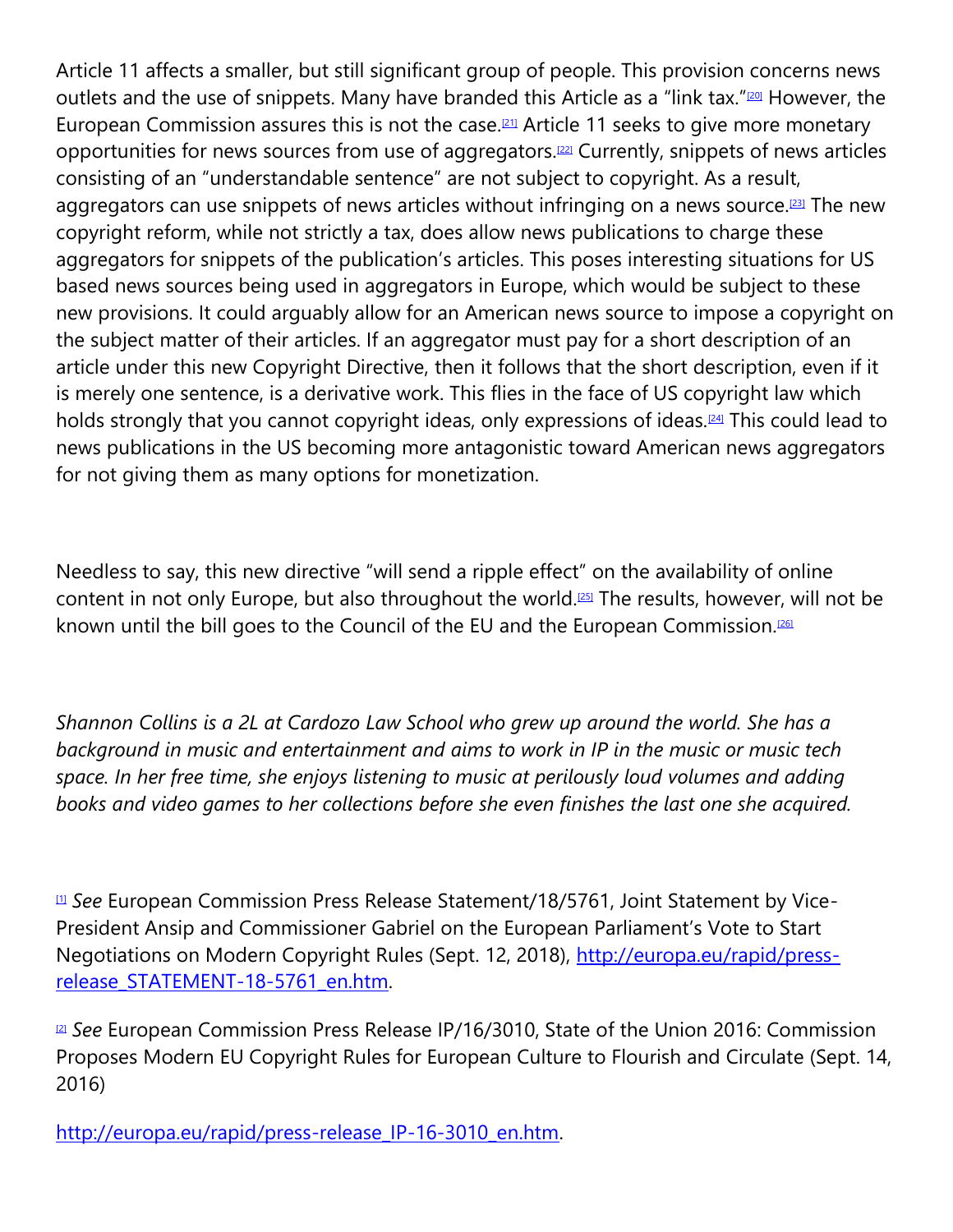Article 11 affects a smaller, but still significant group of people. This provision concerns news outlets and the use of snippets. Many have branded this Article as a "link tax."[20] However, the European Commission assures this is not the case.[21] Article 11 seeks to give more monetary opportunities for news sources from use of aggregators.[22] Currently, snippets of news articles consisting of an "understandable sentence" are not subject to copyright. As a result, aggregators can use snippets of news articles without infringing on a news source.[23] The new copyright reform, while not strictly a tax, does allow news publications to charge these aggregators for snippets of the publication's articles. This poses interesting situations for US based news sources being used in aggregators in Europe, which would be subject to these new provisions. It could arguably allow for an American news source to impose a copyright on the subject matter of their articles. If an aggregator must pay for a short description of an article under this new Copyright Directive, then it follows that the short description, even if it is merely one sentence, is a derivative work. This flies in the face of US copyright law which holds strongly that you cannot copyright ideas, only expressions of ideas.[24] This could lead to news publications in the US becoming more antagonistic toward American news aggregators for not giving them as many options for monetization.

Needless to say, this new directive "will send a ripple effect" on the availability of online content in not only Europe, but also throughout the world.[25] The results, however, will not be known until the bill goes to the Council of the EU and the European Commission.[26]

*Shannon Collins is a 2L at Cardozo Law School who grew up around the world. She has a background in music and entertainment and aims to work in IP in the music or music tech space. In her free time, she enjoys listening to music at perilously loud volumes and adding books and video games to her collections before she even finishes the last one she acquired.*

[1] *See* European Commission Press Release Statement/18/5761, Joint Statement by Vice-President Ansip and Commissioner Gabriel on the European Parliament's Vote to Start Negotiations on Modern Copyright Rules (Sept. 12, 2018), http://europa.eu/rapid/press-release_STATEMENT-18-5761_en.htm.

[2] *See* European Commission Press Release IP/16/3010, State of the Union 2016: Commission Proposes Modern EU Copyright Rules for European Culture to Flourish and Circulate (Sept. 14, 2016)

http://europa.eu/rapid/press-release_IP-16-3010_en.htm.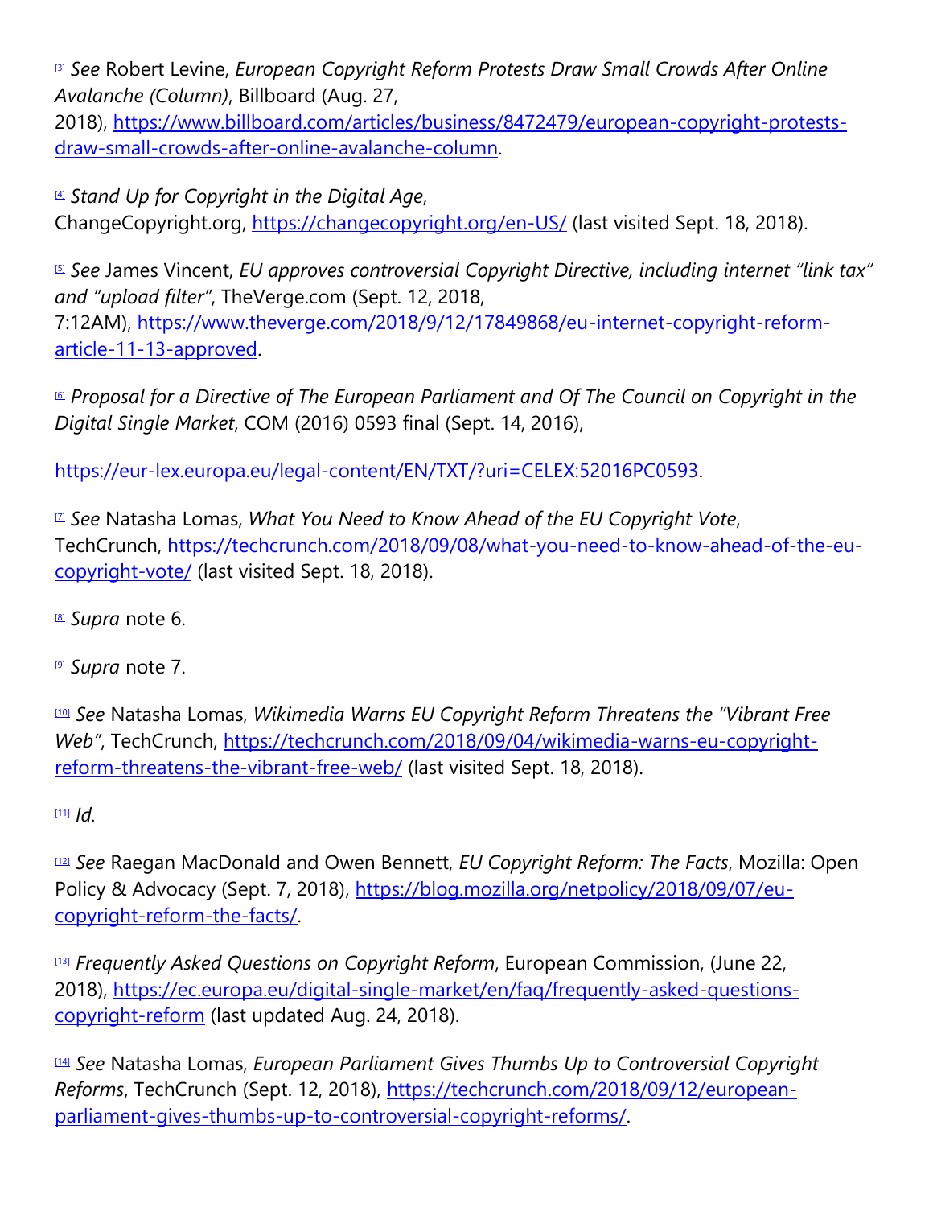[3] *See* Robert Levine, *European Copyright Reform Protests Draw Small Crowds After Online Avalanche (Column)*, Billboard (Aug. 27, 2018), https://www.billboard.com/articles/business/8472479/european-copyright-protests-draw-small-crowds-after-online-avalanche-column.

[4] *Stand Up for Copyright in the Digital Age*, ChangeCopyright.org, https://changecopyright.org/en-US/ (last visited Sept. 18, 2018).

[5] *See* James Vincent, *EU approves controversial Copyright Directive, including internet "link tax" and "upload filter"*, TheVerge.com (Sept. 12, 2018, 7:12AM), https://www.theverge.com/2018/9/12/17849868/eu-internet-copyright-reform-article-11-13-approved.

[6] *Proposal for a Directive of The European Parliament and Of The Council on Copyright in the Digital Single Market*, COM (2016) 0593 final (Sept. 14, 2016),

https://eur-lex.europa.eu/legal-content/EN/TXT/?uri=CELEX:52016PC0593.

[7] *See* Natasha Lomas, *What You Need to Know Ahead of the EU Copyright Vote*, TechCrunch, https://techcrunch.com/2018/09/08/what-you-need-to-know-ahead-of-the-eu-copyright-vote/ (last visited Sept. 18, 2018).

[8] *Supra* note 6.

[9] *Supra* note 7.

[10] *See* Natasha Lomas, *Wikimedia Warns EU Copyright Reform Threatens the "Vibrant Free Web"*, TechCrunch, https://techcrunch.com/2018/09/04/wikimedia-warns-eu-copyright-reform-threatens-the-vibrant-free-web/ (last visited Sept. 18, 2018).

[11] *Id.*

[12] *See* Raegan MacDonald and Owen Bennett, *EU Copyright Reform: The Facts*, Mozilla: Open Policy & Advocacy (Sept. 7, 2018), https://blog.mozilla.org/netpolicy/2018/09/07/eu-copyright-reform-the-facts/.

[13] *Frequently Asked Questions on Copyright Reform*, European Commission, (June 22, 2018), https://ec.europa.eu/digital-single-market/en/faq/frequently-asked-questions-copyright-reform (last updated Aug. 24, 2018).

[14] *See* Natasha Lomas, *European Parliament Gives Thumbs Up to Controversial Copyright Reforms*, TechCrunch (Sept. 12, 2018), https://techcrunch.com/2018/09/12/european-parliament-gives-thumbs-up-to-controversial-copyright-reforms/.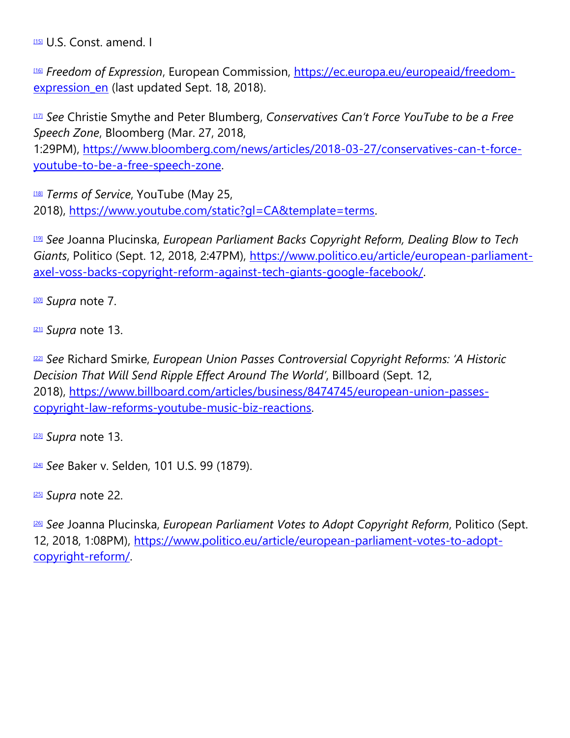[15] U.S. Const. amend. I

[16] *Freedom of Expression*, European Commission, https://ec.europa.eu/europeaid/freedom-expression_en (last updated Sept. 18, 2018).

[17] *See* Christie Smythe and Peter Blumberg, *Conservatives Can't Force YouTube to be a Free Speech Zone*, Bloomberg (Mar. 27, 2018, 1:29PM), https://www.bloomberg.com/news/articles/2018-03-27/conservatives-can-t-force-youtube-to-be-a-free-speech-zone.

[18] *Terms of Service*, YouTube (May 25, 2018), https://www.youtube.com/static?gl=CA&template=terms.

[19] *See* Joanna Plucinska, *European Parliament Backs Copyright Reform, Dealing Blow to Tech Giants*, Politico (Sept. 12, 2018, 2:47PM), https://www.politico.eu/article/european-parliament-axel-voss-backs-copyright-reform-against-tech-giants-google-facebook/.

[20] *Supra* note 7.

[21] *Supra* note 13.

[22] *See* Richard Smirke, *European Union Passes Controversial Copyright Reforms: 'A Historic Decision That Will Send Ripple Effect Around The World'*, Billboard (Sept. 12, 2018), https://www.billboard.com/articles/business/8474745/european-union-passes-copyright-law-reforms-youtube-music-biz-reactions.

[23] *Supra* note 13.

[24] *See* Baker v. Selden, 101 U.S. 99 (1879).

[25] *Supra* note 22.

[26] *See* Joanna Plucinska, *European Parliament Votes to Adopt Copyright Reform*, Politico (Sept. 12, 2018, 1:08PM), https://www.politico.eu/article/european-parliament-votes-to-adopt-copyright-reform/.